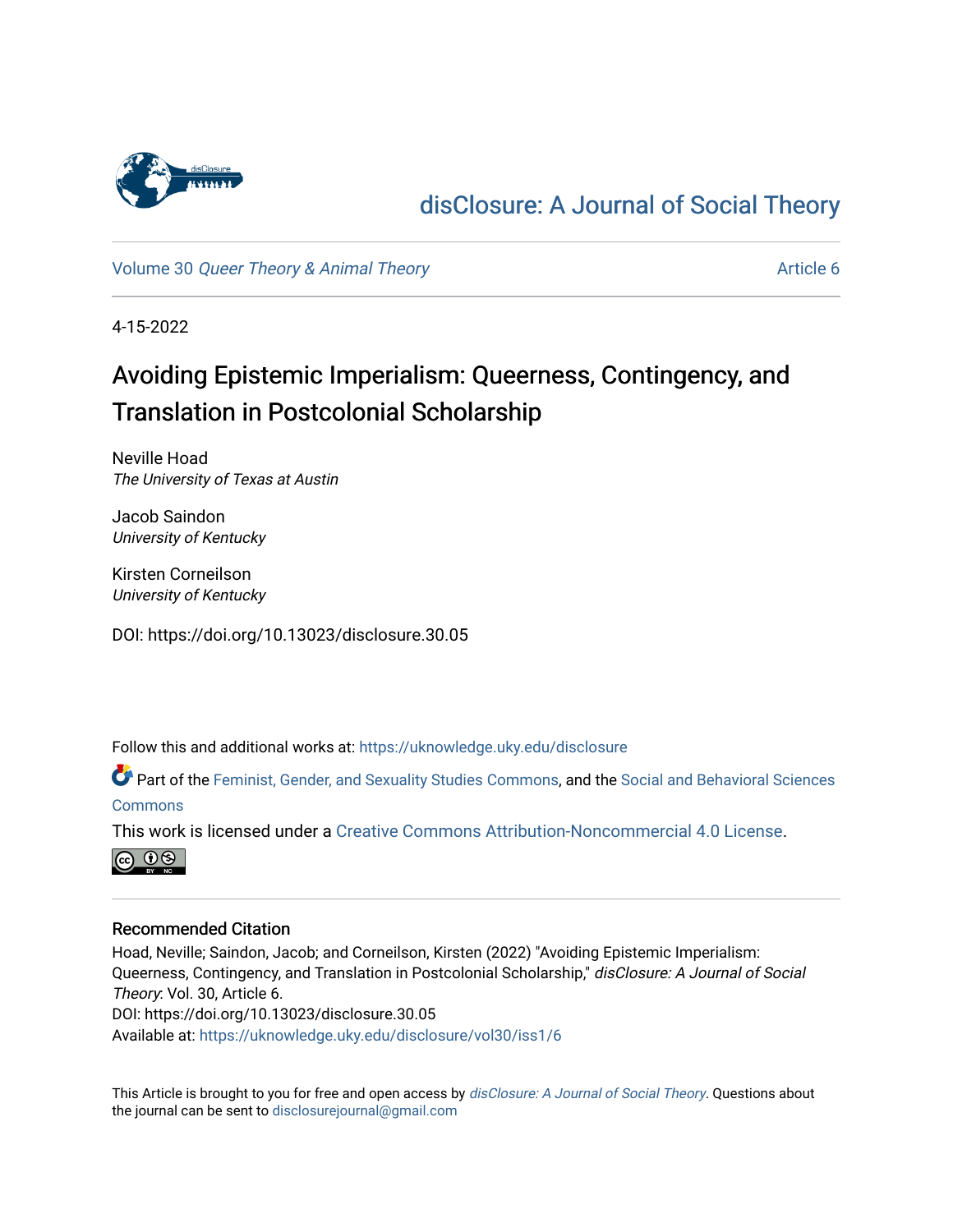# disClosure: A Journal of Social Theory

Volume 30 *Queer Theory & Animal Theory* — Article 6

4-15-2022

## Avoiding Epistemic Imperialism: Queerness, Contingency, and Translation in Postcolonial Scholarship

Neville Hoad
*The University of Texas at Austin*

Jacob Saindon
*University of Kentucky*

Kirsten Corneilson
*University of Kentucky*

DOI: https://doi.org/10.13023/disclosure.30.05

Follow this and additional works at: https://uknowledge.uky.edu/disclosure

Part of the Feminist, Gender, and Sexuality Studies Commons, and the Social and Behavioral Sciences Commons

This work is licensed under a Creative Commons Attribution-Noncommercial 4.0 License.

### Recommended Citation

Hoad, Neville; Saindon, Jacob; and Corneilson, Kirsten (2022) "Avoiding Epistemic Imperialism: Queerness, Contingency, and Translation in Postcolonial Scholarship," *disClosure: A Journal of Social Theory*: Vol. 30, Article 6.
DOI: https://doi.org/10.13023/disclosure.30.05
Available at: https://uknowledge.uky.edu/disclosure/vol30/iss1/6

This Article is brought to you for free and open access by *disClosure: A Journal of Social Theory*. Questions about the journal can be sent to disclosurejournal@gmail.com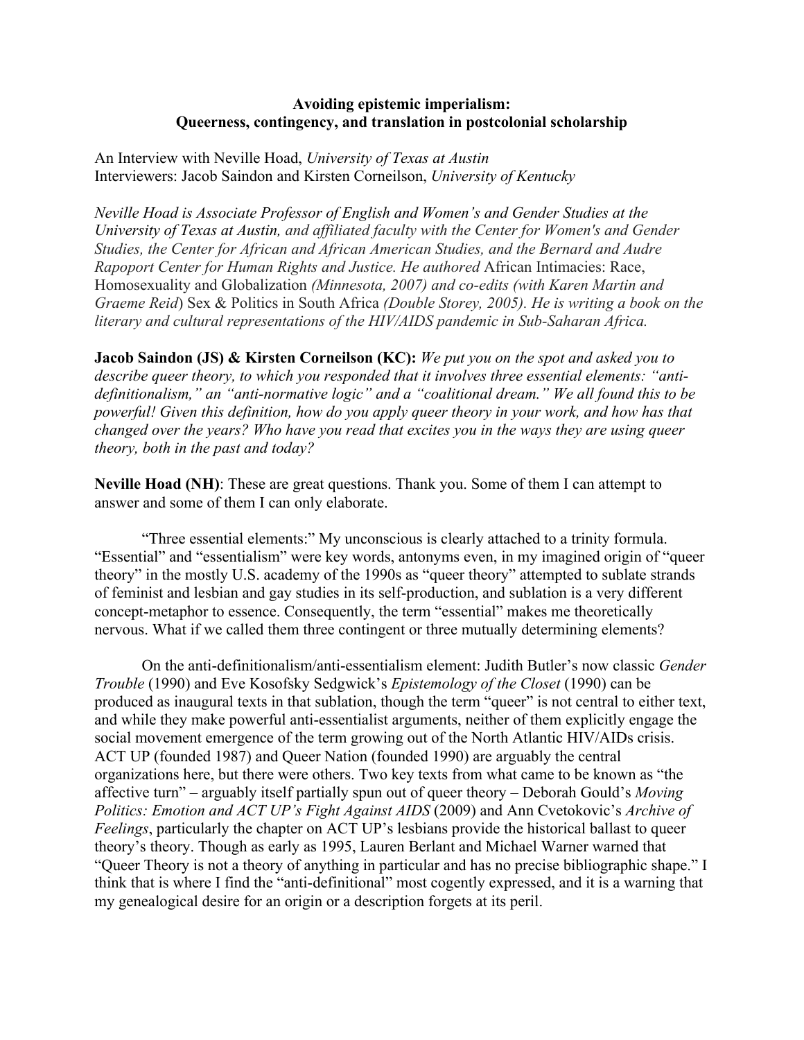**Avoiding epistemic imperialism:**
**Queerness, contingency, and translation in postcolonial scholarship**

An Interview with Neville Hoad, *University of Texas at Austin*
Interviewers: Jacob Saindon and Kirsten Corneilson, *University of Kentucky*

*Neville Hoad is Associate Professor of English and Women's and Gender Studies at the University of Texas at Austin, and affiliated faculty with the Center for Women's and Gender Studies, the Center for African and African American Studies, and the Bernard and Audre Rapoport Center for Human Rights and Justice. He authored* African Intimacies: Race, Homosexuality and Globalization *(Minnesota, 2007) and co-edits (with Karen Martin and Graeme Reid*) Sex & Politics in South Africa *(Double Storey, 2005). He is writing a book on the literary and cultural representations of the HIV/AIDS pandemic in Sub-Saharan Africa.*

**Jacob Saindon (JS) & Kirsten Corneilson (KC):** *We put you on the spot and asked you to describe queer theory, to which you responded that it involves three essential elements: "anti-definitionalism," an "anti-normative logic" and a "coalitional dream." We all found this to be powerful! Given this definition, how do you apply queer theory in your work, and how has that changed over the years? Who have you read that excites you in the ways they are using queer theory, both in the past and today?*

**Neville Hoad (NH)**: These are great questions. Thank you. Some of them I can attempt to answer and some of them I can only elaborate.

"Three essential elements:" My unconscious is clearly attached to a trinity formula. "Essential" and "essentialism" were key words, antonyms even, in my imagined origin of "queer theory" in the mostly U.S. academy of the 1990s as "queer theory" attempted to sublate strands of feminist and lesbian and gay studies in its self-production, and sublation is a very different concept-metaphor to essence. Consequently, the term "essential" makes me theoretically nervous. What if we called them three contingent or three mutually determining elements?

On the anti-definitionalism/anti-essentialism element: Judith Butler's now classic *Gender Trouble* (1990) and Eve Kosofsky Sedgwick's *Epistemology of the Closet* (1990) can be produced as inaugural texts in that sublation, though the term "queer" is not central to either text, and while they make powerful anti-essentialist arguments, neither of them explicitly engage the social movement emergence of the term growing out of the North Atlantic HIV/AIDs crisis. ACT UP (founded 1987) and Queer Nation (founded 1990) are arguably the central organizations here, but there were others. Two key texts from what came to be known as "the affective turn" – arguably itself partially spun out of queer theory – Deborah Gould's *Moving Politics: Emotion and ACT UP's Fight Against AIDS* (2009) and Ann Cvetokovic's *Archive of Feelings*, particularly the chapter on ACT UP's lesbians provide the historical ballast to queer theory's theory. Though as early as 1995, Lauren Berlant and Michael Warner warned that "Queer Theory is not a theory of anything in particular and has no precise bibliographic shape." I think that is where I find the "anti-definitional" most cogently expressed, and it is a warning that my genealogical desire for an origin or a description forgets at its peril.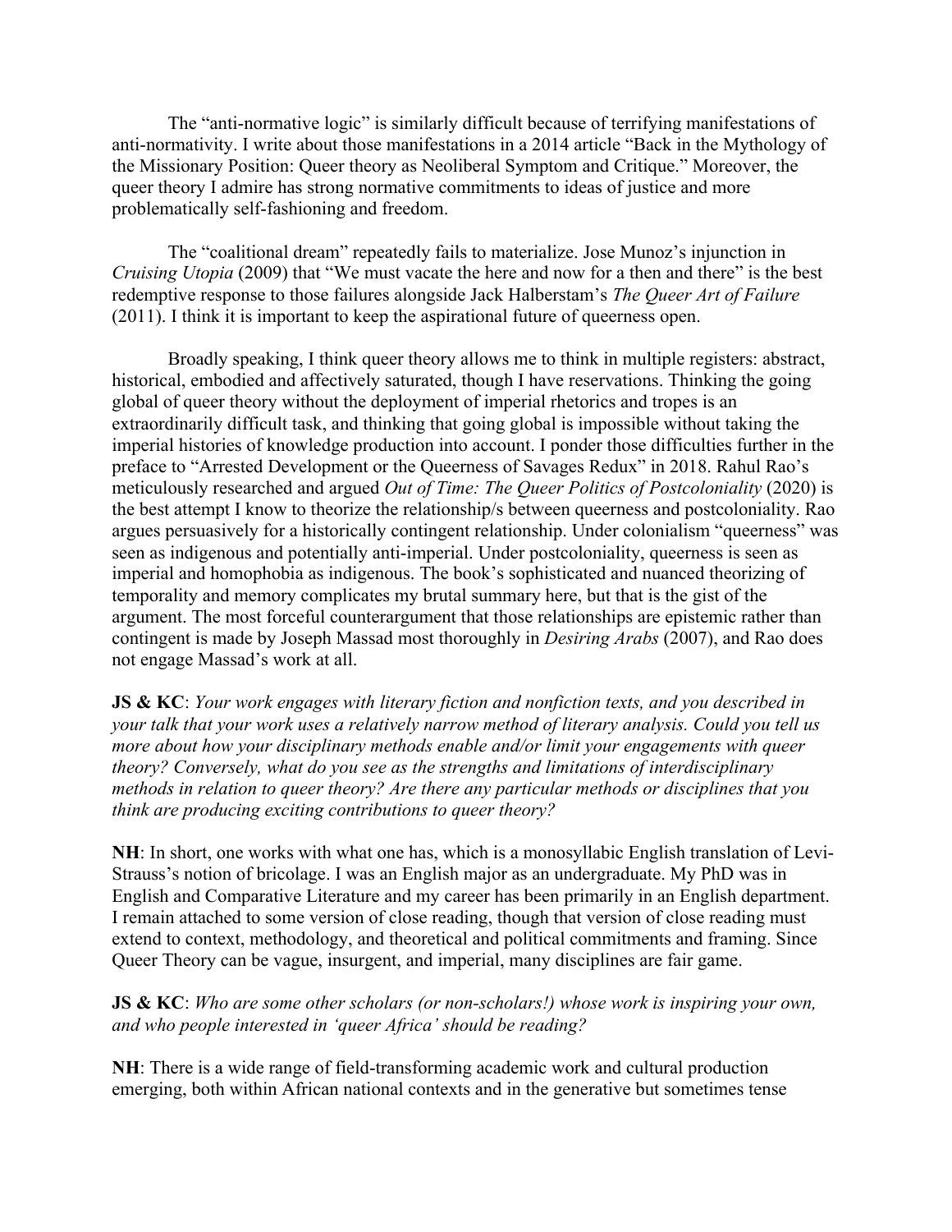The "anti-normative logic" is similarly difficult because of terrifying manifestations of anti-normativity. I write about those manifestations in a 2014 article "Back in the Mythology of the Missionary Position: Queer theory as Neoliberal Symptom and Critique." Moreover, the queer theory I admire has strong normative commitments to ideas of justice and more problematically self-fashioning and freedom.

The "coalitional dream" repeatedly fails to materialize. Jose Munoz's injunction in *Cruising Utopia* (2009) that "We must vacate the here and now for a then and there" is the best redemptive response to those failures alongside Jack Halberstam's *The Queer Art of Failure* (2011). I think it is important to keep the aspirational future of queerness open.

Broadly speaking, I think queer theory allows me to think in multiple registers: abstract, historical, embodied and affectively saturated, though I have reservations. Thinking the going global of queer theory without the deployment of imperial rhetorics and tropes is an extraordinarily difficult task, and thinking that going global is impossible without taking the imperial histories of knowledge production into account. I ponder those difficulties further in the preface to "Arrested Development or the Queerness of Savages Redux" in 2018. Rahul Rao's meticulously researched and argued *Out of Time: The Queer Politics of Postcoloniality* (2020) is the best attempt I know to theorize the relationship/s between queerness and postcoloniality. Rao argues persuasively for a historically contingent relationship. Under colonialism "queerness" was seen as indigenous and potentially anti-imperial. Under postcoloniality, queerness is seen as imperial and homophobia as indigenous. The book's sophisticated and nuanced theorizing of temporality and memory complicates my brutal summary here, but that is the gist of the argument. The most forceful counterargument that those relationships are epistemic rather than contingent is made by Joseph Massad most thoroughly in *Desiring Arabs* (2007), and Rao does not engage Massad's work at all.

**JS & KC**: *Your work engages with literary fiction and nonfiction texts, and you described in your talk that your work uses a relatively narrow method of literary analysis. Could you tell us more about how your disciplinary methods enable and/or limit your engagements with queer theory? Conversely, what do you see as the strengths and limitations of interdisciplinary methods in relation to queer theory? Are there any particular methods or disciplines that you think are producing exciting contributions to queer theory?*

**NH**: In short, one works with what one has, which is a monosyllabic English translation of Levi-Strauss's notion of bricolage. I was an English major as an undergraduate. My PhD was in English and Comparative Literature and my career has been primarily in an English department. I remain attached to some version of close reading, though that version of close reading must extend to context, methodology, and theoretical and political commitments and framing. Since Queer Theory can be vague, insurgent, and imperial, many disciplines are fair game.

**JS & KC**: *Who are some other scholars (or non-scholars!) whose work is inspiring your own, and who people interested in 'queer Africa' should be reading?*

**NH**: There is a wide range of field-transforming academic work and cultural production emerging, both within African national contexts and in the generative but sometimes tense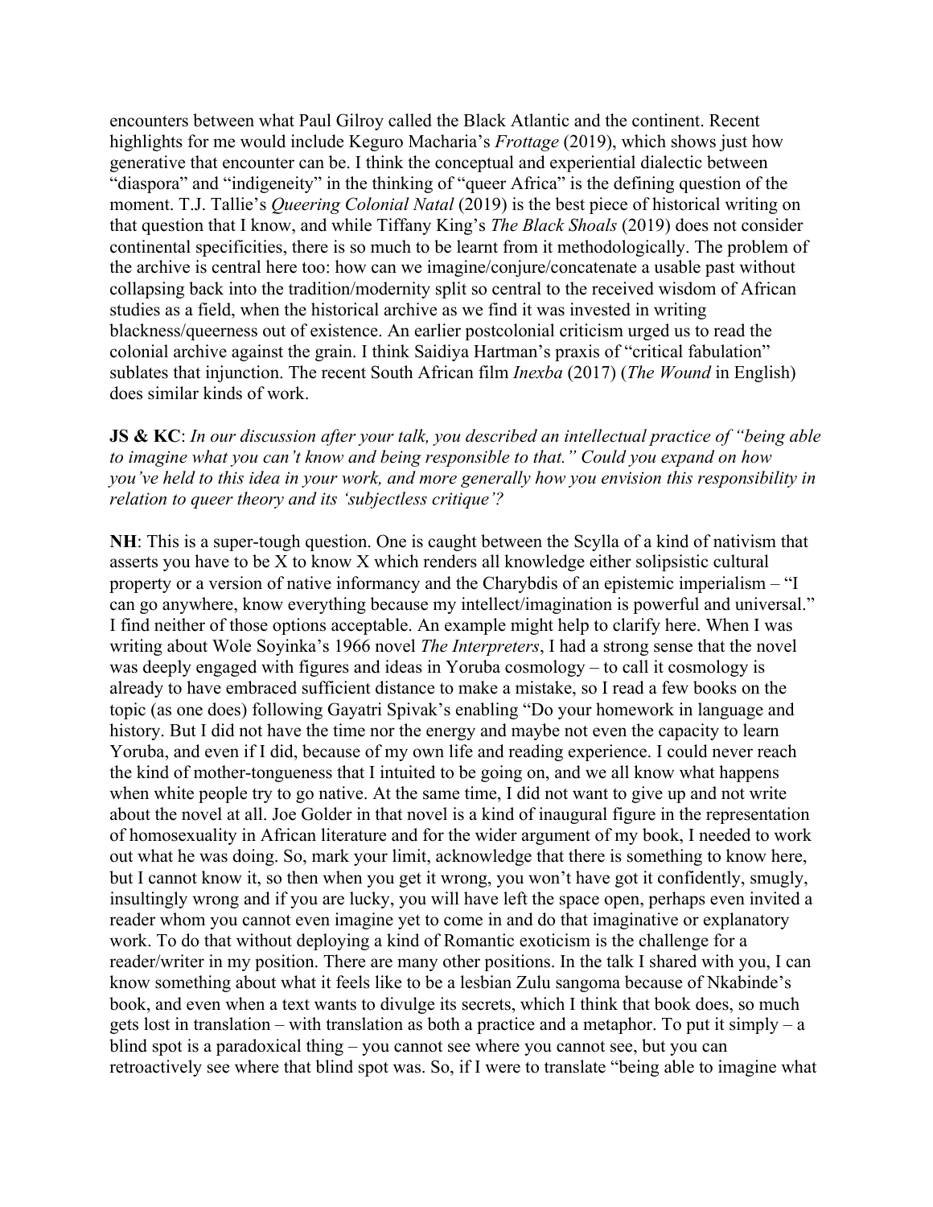encounters between what Paul Gilroy called the Black Atlantic and the continent. Recent highlights for me would include Keguro Macharia's *Frottage* (2019), which shows just how generative that encounter can be. I think the conceptual and experiential dialectic between "diaspora" and "indigeneity" in the thinking of "queer Africa" is the defining question of the moment. T.J. Tallie's *Queering Colonial Natal* (2019) is the best piece of historical writing on that question that I know, and while Tiffany King's *The Black Shoals* (2019) does not consider continental specificities, there is so much to be learnt from it methodologically. The problem of the archive is central here too: how can we imagine/conjure/concatenate a usable past without collapsing back into the tradition/modernity split so central to the received wisdom of African studies as a field, when the historical archive as we find it was invested in writing blackness/queerness out of existence. An earlier postcolonial criticism urged us to read the colonial archive against the grain. I think Saidiya Hartman's praxis of "critical fabulation" sublates that injunction. The recent South African film *Inexba* (2017) (*The Wound* in English) does similar kinds of work.

**JS & KC**: *In our discussion after your talk, you described an intellectual practice of "being able to imagine what you can't know and being responsible to that." Could you expand on how you've held to this idea in your work, and more generally how you envision this responsibility in relation to queer theory and its 'subjectless critique'?*

**NH**: This is a super-tough question. One is caught between the Scylla of a kind of nativism that asserts you have to be X to know X which renders all knowledge either solipsistic cultural property or a version of native informancy and the Charybdis of an epistemic imperialism – "I can go anywhere, know everything because my intellect/imagination is powerful and universal." I find neither of those options acceptable. An example might help to clarify here. When I was writing about Wole Soyinka's 1966 novel *The Interpreters*, I had a strong sense that the novel was deeply engaged with figures and ideas in Yoruba cosmology – to call it cosmology is already to have embraced sufficient distance to make a mistake, so I read a few books on the topic (as one does) following Gayatri Spivak's enabling "Do your homework in language and history. But I did not have the time nor the energy and maybe not even the capacity to learn Yoruba, and even if I did, because of my own life and reading experience. I could never reach the kind of mother-tongueness that I intuited to be going on, and we all know what happens when white people try to go native. At the same time, I did not want to give up and not write about the novel at all. Joe Golder in that novel is a kind of inaugural figure in the representation of homosexuality in African literature and for the wider argument of my book, I needed to work out what he was doing. So, mark your limit, acknowledge that there is something to know here, but I cannot know it, so then when you get it wrong, you won't have got it confidently, smugly, insultingly wrong and if you are lucky, you will have left the space open, perhaps even invited a reader whom you cannot even imagine yet to come in and do that imaginative or explanatory work. To do that without deploying a kind of Romantic exoticism is the challenge for a reader/writer in my position. There are many other positions. In the talk I shared with you, I can know something about what it feels like to be a lesbian Zulu sangoma because of Nkabinde's book, and even when a text wants to divulge its secrets, which I think that book does, so much gets lost in translation – with translation as both a practice and a metaphor. To put it simply – a blind spot is a paradoxical thing – you cannot see where you cannot see, but you can retroactively see where that blind spot was. So, if I were to translate "being able to imagine what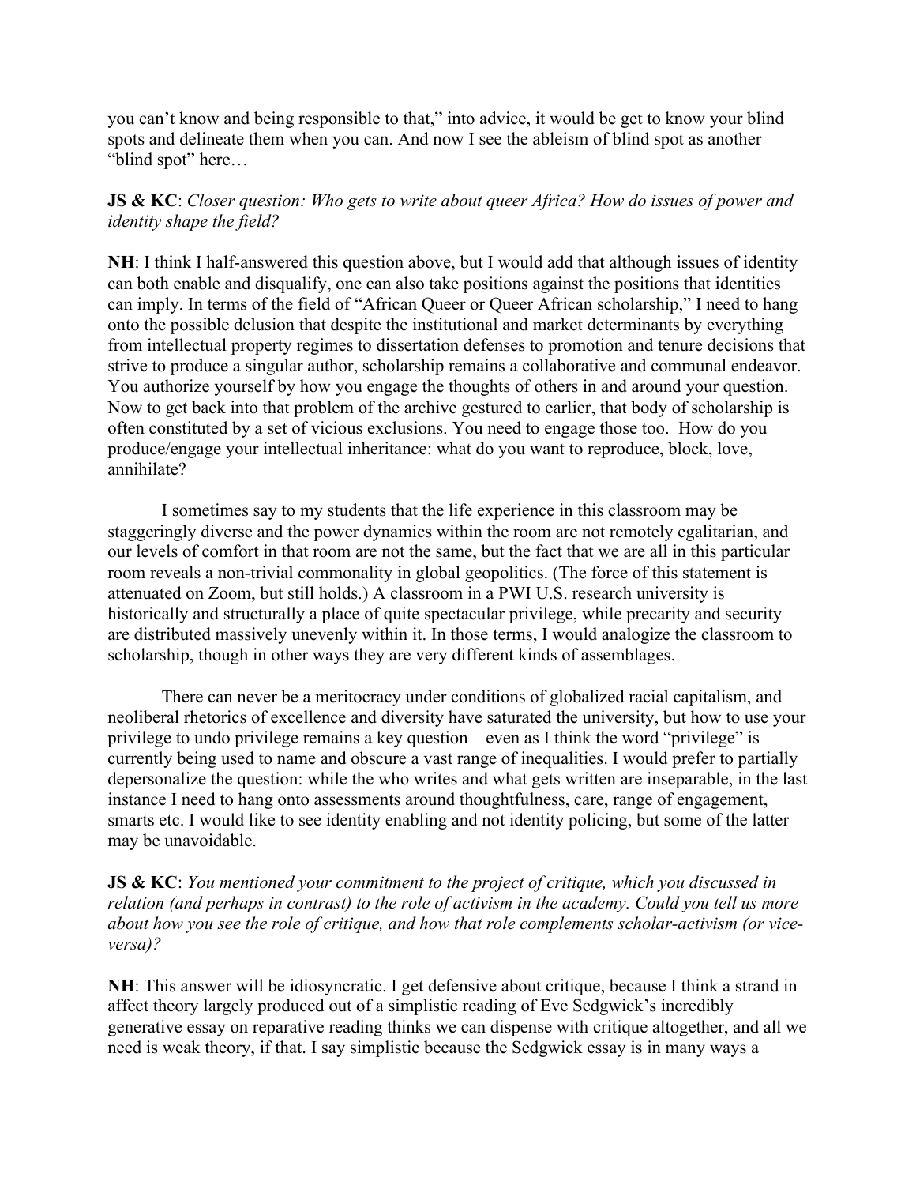you can't know and being responsible to that," into advice, it would be get to know your blind spots and delineate them when you can. And now I see the ableism of blind spot as another "blind spot" here…

**JS & KC**: *Closer question: Who gets to write about queer Africa? How do issues of power and identity shape the field?*

**NH**: I think I half-answered this question above, but I would add that although issues of identity can both enable and disqualify, one can also take positions against the positions that identities can imply. In terms of the field of "African Queer or Queer African scholarship," I need to hang onto the possible delusion that despite the institutional and market determinants by everything from intellectual property regimes to dissertation defenses to promotion and tenure decisions that strive to produce a singular author, scholarship remains a collaborative and communal endeavor. You authorize yourself by how you engage the thoughts of others in and around your question. Now to get back into that problem of the archive gestured to earlier, that body of scholarship is often constituted by a set of vicious exclusions. You need to engage those too. How do you produce/engage your intellectual inheritance: what do you want to reproduce, block, love, annihilate?

I sometimes say to my students that the life experience in this classroom may be staggeringly diverse and the power dynamics within the room are not remotely egalitarian, and our levels of comfort in that room are not the same, but the fact that we are all in this particular room reveals a non-trivial commonality in global geopolitics. (The force of this statement is attenuated on Zoom, but still holds.) A classroom in a PWI U.S. research university is historically and structurally a place of quite spectacular privilege, while precarity and security are distributed massively unevenly within it. In those terms, I would analogize the classroom to scholarship, though in other ways they are very different kinds of assemblages.

There can never be a meritocracy under conditions of globalized racial capitalism, and neoliberal rhetorics of excellence and diversity have saturated the university, but how to use your privilege to undo privilege remains a key question – even as I think the word "privilege" is currently being used to name and obscure a vast range of inequalities. I would prefer to partially depersonalize the question: while the who writes and what gets written are inseparable, in the last instance I need to hang onto assessments around thoughtfulness, care, range of engagement, smarts etc. I would like to see identity enabling and not identity policing, but some of the latter may be unavoidable.

**JS & KC**: *You mentioned your commitment to the project of critique, which you discussed in relation (and perhaps in contrast) to the role of activism in the academy. Could you tell us more about how you see the role of critique, and how that role complements scholar-activism (or vice-versa)?*

**NH**: This answer will be idiosyncratic. I get defensive about critique, because I think a strand in affect theory largely produced out of a simplistic reading of Eve Sedgwick's incredibly generative essay on reparative reading thinks we can dispense with critique altogether, and all we need is weak theory, if that. I say simplistic because the Sedgwick essay is in many ways a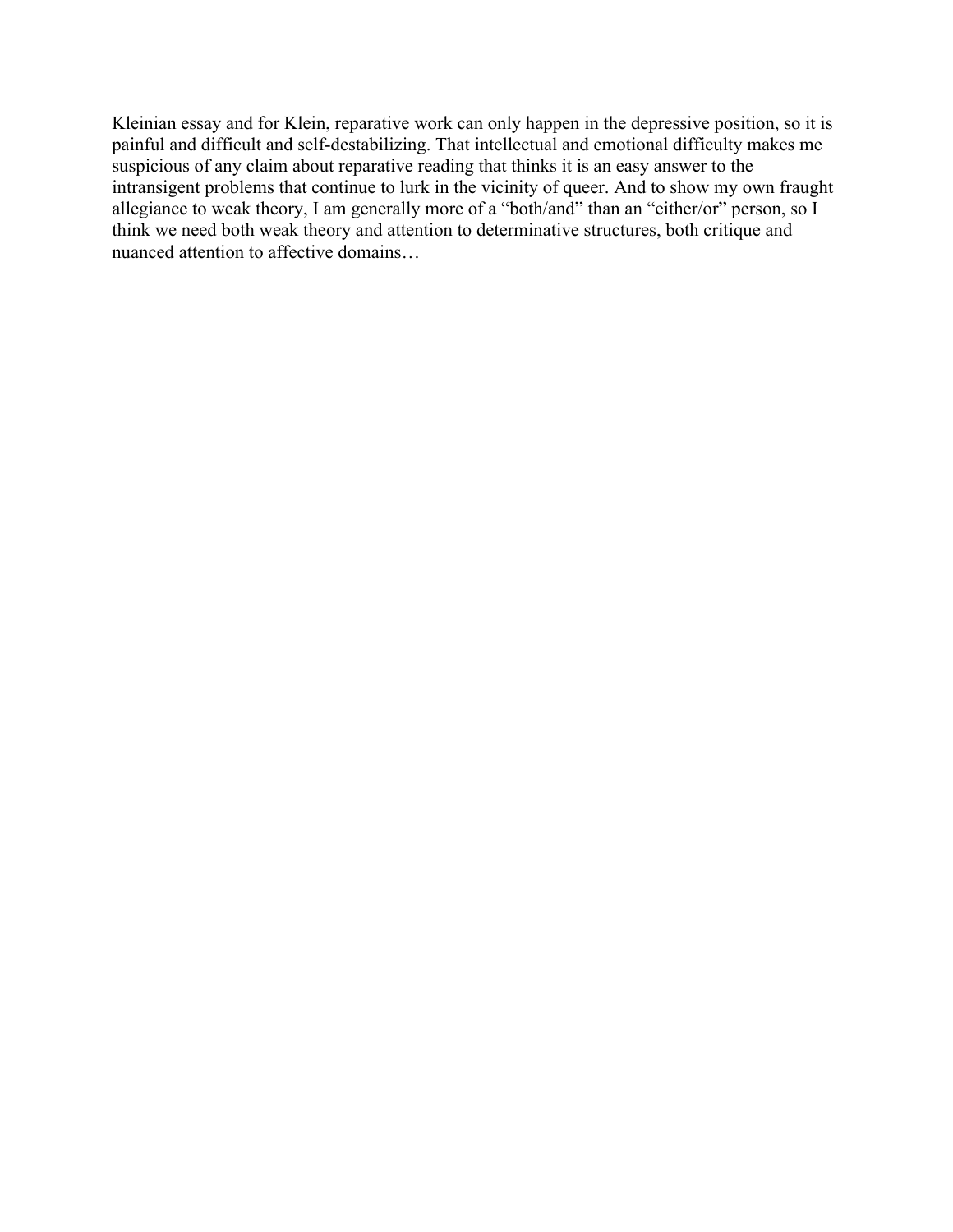Kleinian essay and for Klein, reparative work can only happen in the depressive position, so it is painful and difficult and self-destabilizing. That intellectual and emotional difficulty makes me suspicious of any claim about reparative reading that thinks it is an easy answer to the intransigent problems that continue to lurk in the vicinity of queer. And to show my own fraught allegiance to weak theory, I am generally more of a "both/and" than an "either/or" person, so I think we need both weak theory and attention to determinative structures, both critique and nuanced attention to affective domains…